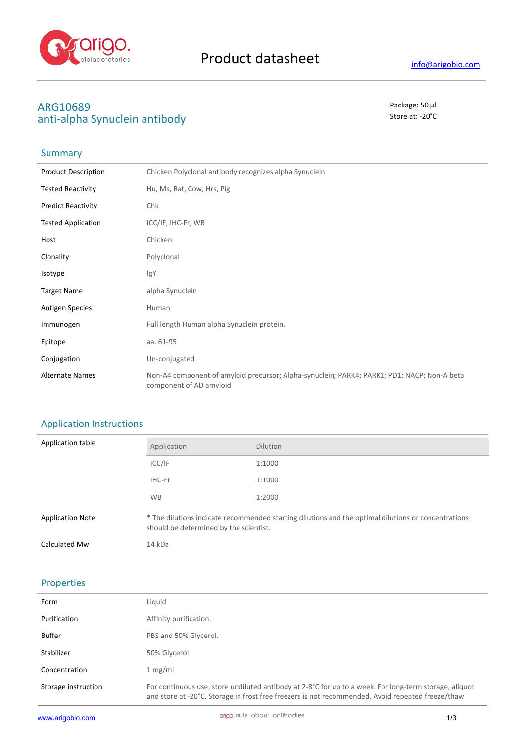# Product datasheet

info@arigobio.com

## ARG10689
## anti-alpha Synuclein antibody

Package: 50 μl
Store at: -20°C

## Summary

| | |
|---|---|
| Product Description | Chicken Polyclonal antibody recognizes alpha Synuclein |
| Tested Reactivity | Hu, Ms, Rat, Cow, Hrs, Pig |
| Predict Reactivity | Chk |
| Tested Application | ICC/IF, IHC-Fr, WB |
| Host | Chicken |
| Clonality | Polyclonal |
| Isotype | IgY |
| Target Name | alpha Synuclein |
| Antigen Species | Human |
| Immunogen | Full length Human alpha Synuclein protein. |
| Epitope | aa. 61-95 |
| Conjugation | Un-conjugated |
| Alternate Names | Non-A4 component of amyloid precursor; Alpha-synuclein; PARK4; PARK1; PD1; NACP; Non-A beta component of AD amyloid |

## Application Instructions

Application table

| Application | Dilution |
|---|---|
| ICC/IF | 1:1000 |
| IHC-Fr | 1:1000 |
| WB | 1:2000 |

| | |
|---|---|
| Application Note | * The dilutions indicate recommended starting dilutions and the optimal dilutions or concentrations should be determined by the scientist. |
| Calculated Mw | 14 kDa |

## Properties

| | |
|---|---|
| Form | Liquid |
| Purification | Affinity purification. |
| Buffer | PBS and 50% Glycerol. |
| Stabilizer | 50% Glycerol |
| Concentration | 1 mg/ml |
| Storage instruction | For continuous use, store undiluted antibody at 2-8°C for up to a week. For long-term storage, aliquot and store at -20°C. Storage in frost free freezers is not recommended. Avoid repeated freeze/thaw |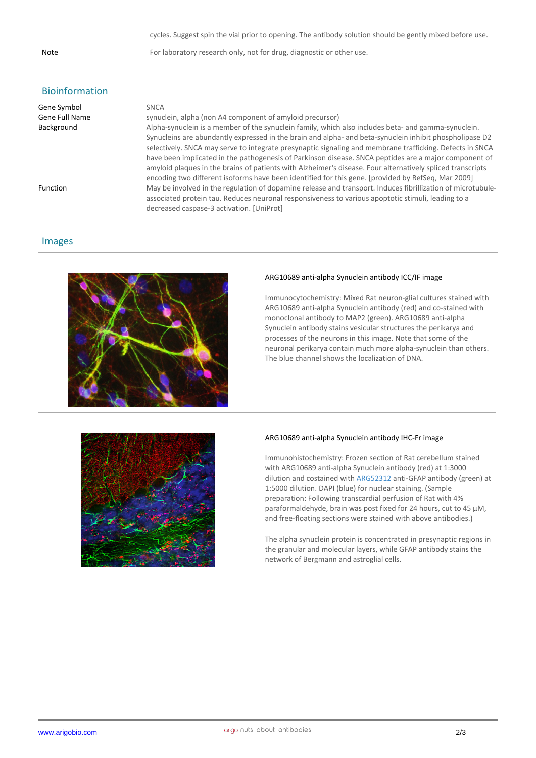cycles. Suggest spin the vial prior to opening. The antibody solution should be gently mixed before use.

| | |
|---|---|
| Note | For laboratory research only, not for drug, diagnostic or other use. |

## Bioinformation

| | |
|---|---|
| Gene Symbol | SNCA |
| Gene Full Name | synuclein, alpha (non A4 component of amyloid precursor) |
| Background | Alpha-synuclein is a member of the synuclein family, which also includes beta- and gamma-synuclein. Synucleins are abundantly expressed in the brain and alpha- and beta-synuclein inhibit phospholipase D2 selectively. SNCA may serve to integrate presynaptic signaling and membrane trafficking. Defects in SNCA have been implicated in the pathogenesis of Parkinson disease. SNCA peptides are a major component of amyloid plaques in the brains of patients with Alzheimer's disease. Four alternatively spliced transcripts encoding two different isoforms have been identified for this gene. [provided by RefSeq, Mar 2009] |
| Function | May be involved in the regulation of dopamine release and transport. Induces fibrillization of microtubule-associated protein tau. Reduces neuronal responsiveness to various apoptotic stimuli, leading to a decreased caspase-3 activation. [UniProt] |

## Images

**ARG10689 anti-alpha Synuclein antibody ICC/IF image**

Immunocytochemistry: Mixed Rat neuron-glial cultures stained with ARG10689 anti-alpha Synuclein antibody (red) and co-stained with monoclonal antibody to MAP2 (green). ARG10689 anti-alpha Synuclein antibody stains vesicular structures the perikarya and processes of the neurons in this image. Note that some of the neuronal perikarya contain much more alpha-synuclein than others. The blue channel shows the localization of DNA.

**ARG10689 anti-alpha Synuclein antibody IHC-Fr image**

Immunohistochemistry: Frozen section of Rat cerebellum stained with ARG10689 anti-alpha Synuclein antibody (red) at 1:3000 dilution and costained with ARG52312 anti-GFAP antibody (green) at 1:5000 dilution. DAPI (blue) for nuclear staining. (Sample preparation: Following transcardial perfusion of Rat with 4% paraformaldehyde, brain was post fixed for 24 hours, cut to 45 µM, and free-floating sections were stained with above antibodies.)

The alpha synuclein protein is concentrated in presynaptic regions in the granular and molecular layers, while GFAP antibody stains the network of Bergmann and astroglial cells.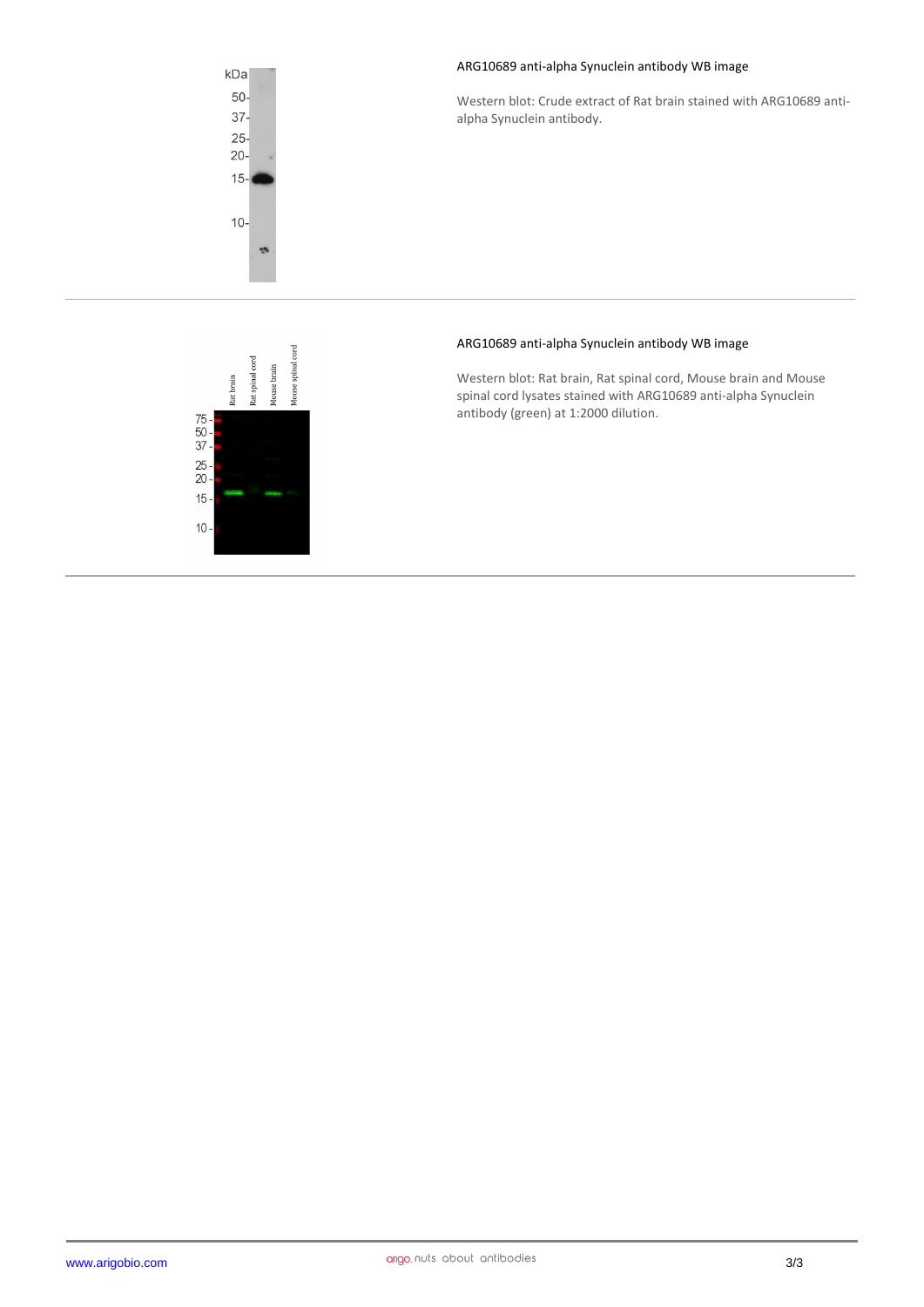kDa
50-
37-
25-
20-
15-
10-

ARG10689 anti-alpha Synuclein antibody WB image

Western blot: Crude extract of Rat brain stained with ARG10689 anti-alpha Synuclein antibody.

Rat brain
Rat spinal cord
Mouse brain
Mouse spinal cord

75-
50-
37-
25-
20-
15-
10-

ARG10689 anti-alpha Synuclein antibody WB image

Western blot: Rat brain, Rat spinal cord, Mouse brain and Mouse spinal cord lysates stained with ARG10689 anti-alpha Synuclein antibody (green) at 1:2000 dilution.